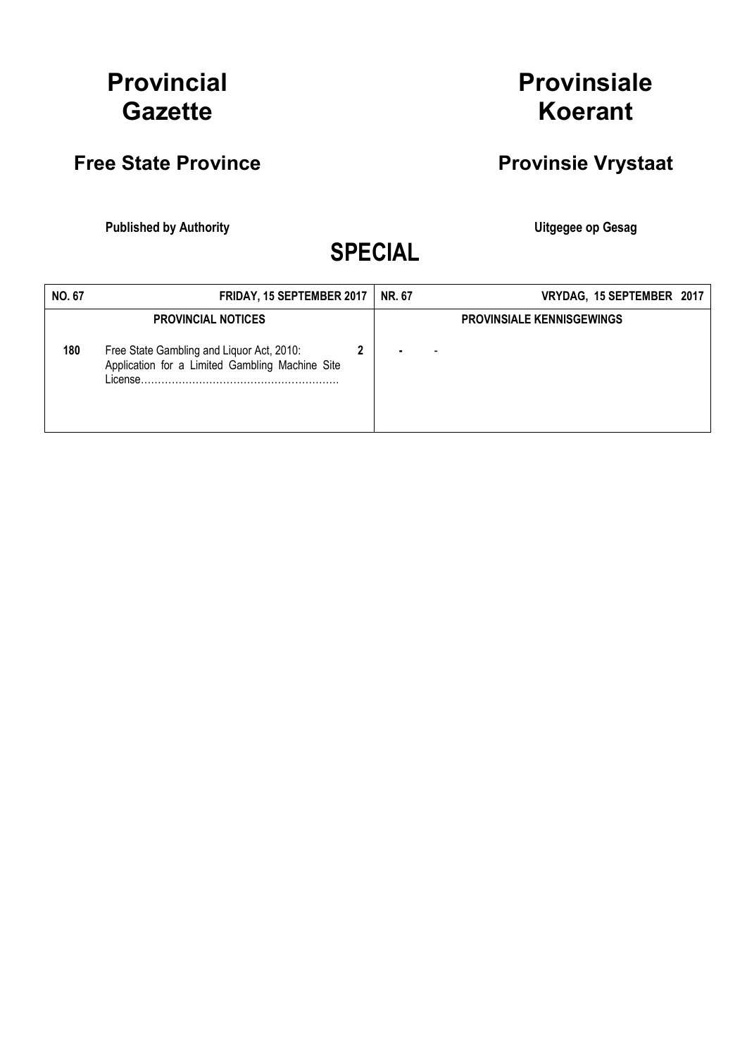# Provincial Gazette

# Provinsiale Koerant

## Free State Province

## Provinsie Vrystaat

**Published by Authority**

**Uitgegee op Gesag**

# SPECIAL

| **NO. 67** | **FRIDAY, 15 SEPTEMBER 2017** | | **NR. 67** | **VRYDAG, 15 SEPTEMBER 2017** |
|---|---|---|---|---|
| **PROVINCIAL NOTICES** | | | **PROVINSIALE KENNISGEWINGS** | |
| **180** | Free State Gambling and Liquor Act, 2010: Application for a Limited Gambling Machine Site License………………………………………………… | **2** | **-** | - |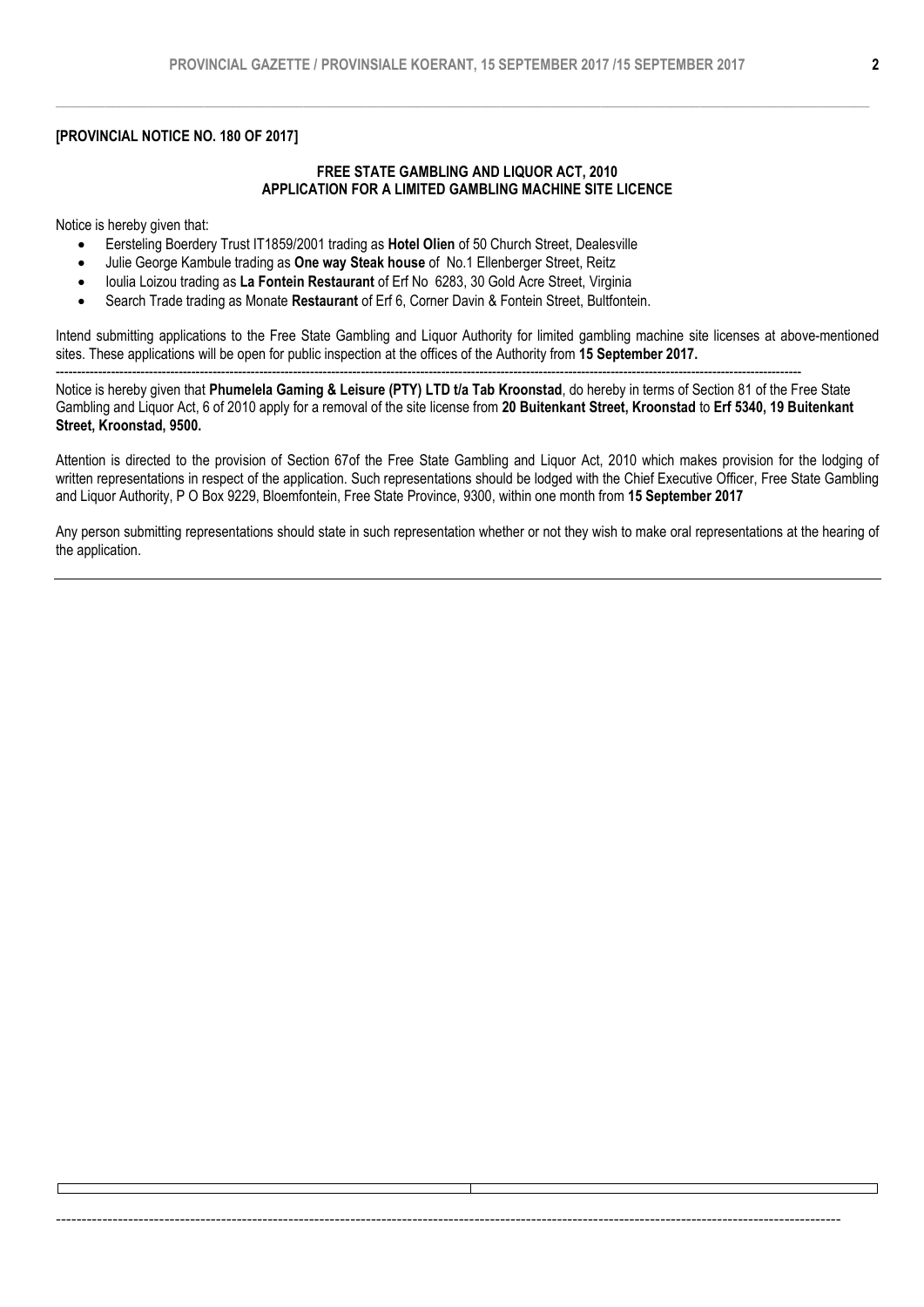**[PROVINCIAL NOTICE NO. 180 OF 2017]**

**FREE STATE GAMBLING AND LIQUOR ACT, 2010**
**APPLICATION FOR A LIMITED GAMBLING MACHINE SITE LICENCE**

Notice is hereby given that:

- Eersteling Boerdery Trust IT1859/2001 trading as **Hotel Olien** of 50 Church Street, Dealesville
- Julie George Kambule trading as **One way Steak house** of No.1 Ellenberger Street, Reitz
- Ioulia Loizou trading as **La Fontein Restaurant** of Erf No 6283, 30 Gold Acre Street, Virginia
- Search Trade trading as Monate **Restaurant** of Erf 6, Corner Davin & Fontein Street, Bultfontein.

Intend submitting applications to the Free State Gambling and Liquor Authority for limited gambling machine site licenses at above-mentioned sites. These applications will be open for public inspection at the offices of the Authority from **15 September 2017.**

---

Notice is hereby given that **Phumelela Gaming & Leisure (PTY) LTD t/a Tab Kroonstad**, do hereby in terms of Section 81 of the Free State Gambling and Liquor Act, 6 of 2010 apply for a removal of the site license from **20 Buitenkant Street, Kroonstad** to **Erf 5340, 19 Buitenkant Street, Kroonstad, 9500.**

Attention is directed to the provision of Section 67of the Free State Gambling and Liquor Act, 2010 which makes provision for the lodging of written representations in respect of the application. Such representations should be lodged with the Chief Executive Officer, Free State Gambling and Liquor Authority, P O Box 9229, Bloemfontein, Free State Province, 9300, within one month from **15 September 2017**

Any person submitting representations should state in such representation whether or not they wish to make oral representations at the hearing of the application.